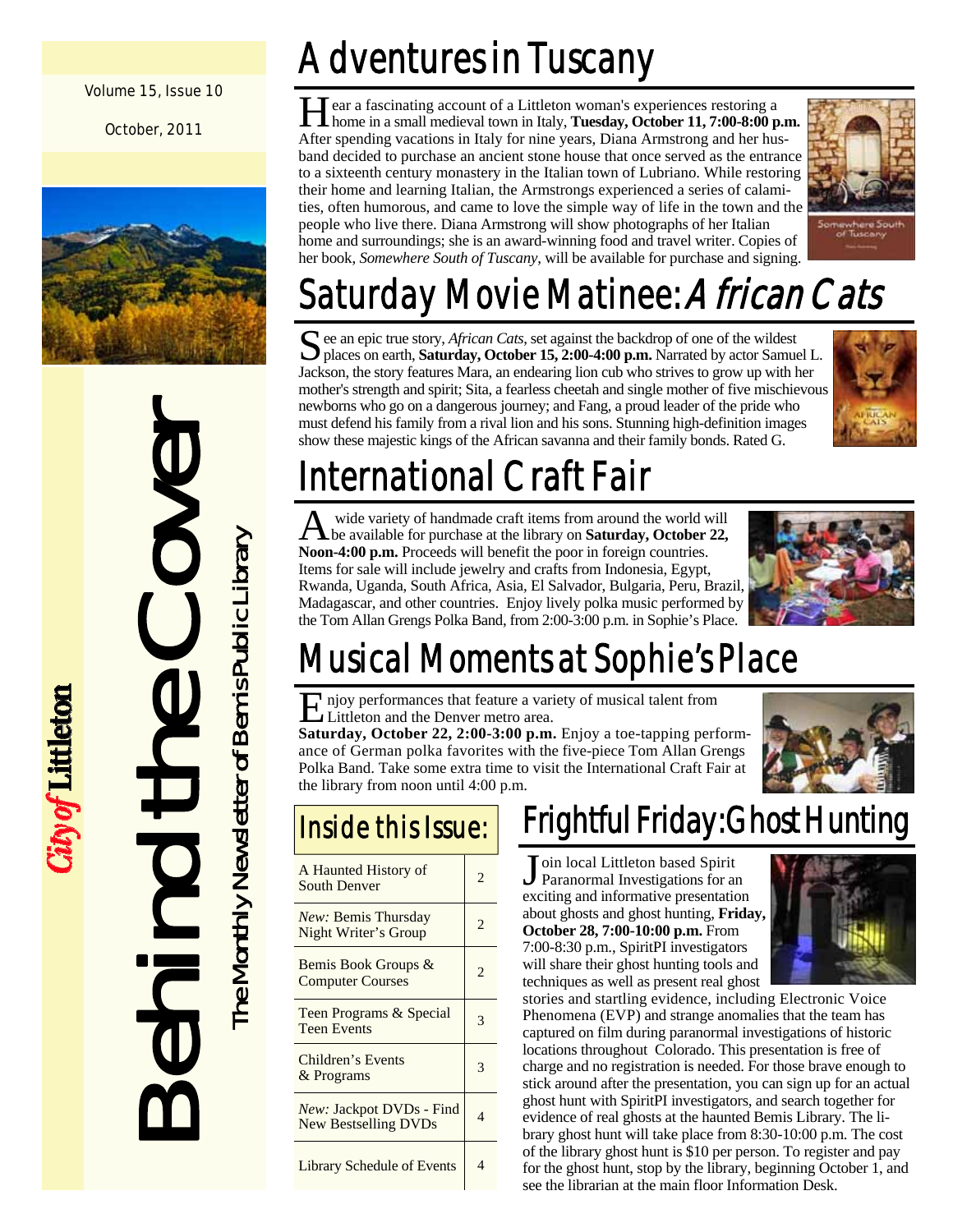Volume 15, Issue 10

October, 2011

# Behind the Cover

The Monthly Newsletter of Bemis Public Library

*City of* **Littleton**

## Adventures in Tuscany

Hear a fascinating account of a Littleton woman's experiences restoring a home in a small medieval town in Italy, **Tuesday, October 11, 7:00-8:00 p.m.** After spending vacations in Italy for nine years, Diana Armstrong and her husband decided to purchase an ancient stone house that once served as the entrance to a sixteenth century monastery in the Italian town of Lubriano. While restoring their home and learning Italian, the Armstrongs experienced a series of calamities, often humorous, and came to love the simple way of life in the town and the people who live there. Diana Armstrong will show photographs of her Italian home and surroundings; she is an award-winning food and travel writer. Copies of her book, *Somewhere South of Tuscany*, will be available for purchase and signing.

## Saturday Movie Matinee: *African Cats*

See an epic true story, *African Cats*, set against the backdrop of one of the wildest places on earth, **Saturday, October 15, 2:00-4:00 p.m.** Narrated by actor Samuel L. Jackson, the story features Mara, an endearing lion cub who strives to grow up with her mother's strength and spirit; Sita, a fearless cheetah and single mother of five mischievous newborns who go on a dangerous journey; and Fang, a proud leader of the pride who must defend his family from a rival lion and his sons. Stunning high-definition images show these majestic kings of the African savanna and their family bonds. Rated G.

## International Craft Fair

A wide variety of handmade craft items from around the world will be available for purchase at the library on **Saturday, October 22, Noon-4:00 p.m.** Proceeds will benefit the poor in foreign countries. Items for sale will include jewelry and crafts from Indonesia, Egypt, Rwanda, Uganda, South Africa, Asia, El Salvador, Bulgaria, Peru, Brazil, Madagascar, and other countries. Enjoy lively polka music performed by the Tom Allan Grengs Polka Band, from 2:00-3:00 p.m. in Sophie's Place.

## Musical Moments at Sophie's Place

Enjoy performances that feature a variety of musical talent from Littleton and the Denver metro area.

**Saturday, October 22, 2:00-3:00 p.m.** Enjoy a toe-tapping performance of German polka favorites with the five-piece Tom Allan Grengs Polka Band. Take some extra time to visit the International Craft Fair at the library from noon until 4:00 p.m.

## Inside this Issue:

| | |
|---|---|
| A Haunted History of South Denver | 2 |
| *New:* Bemis Thursday Night Writer's Group | 2 |
| Bemis Book Groups & Computer Courses | 2 |
| Teen Programs & Special Teen Events | 3 |
| Children's Events & Programs | 3 |
| *New:* Jackpot DVDs - Find New Bestselling DVDs | 4 |
| Library Schedule of Events | 4 |

## Frightful Friday: Ghost Hunting

Join local Littleton based Spirit Paranormal Investigations for an exciting and informative presentation about ghosts and ghost hunting, **Friday, October 28, 7:00-10:00 p.m.** From 7:00-8:30 p.m., SpiritPI investigators will share their ghost hunting tools and techniques as well as present real ghost stories and startling evidence, including Electronic Voice Phenomena (EVP) and strange anomalies that the team has captured on film during paranormal investigations of historic locations throughout Colorado. This presentation is free of charge and no registration is needed. For those brave enough to stick around after the presentation, you can sign up for an actual ghost hunt with SpiritPI investigators, and search together for evidence of real ghosts at the haunted Bemis Library. The library ghost hunt will take place from 8:30-10:00 p.m. The cost of the library ghost hunt is $10 per person. To register and pay for the ghost hunt, stop by the library, beginning October 1, and see the librarian at the main floor Information Desk.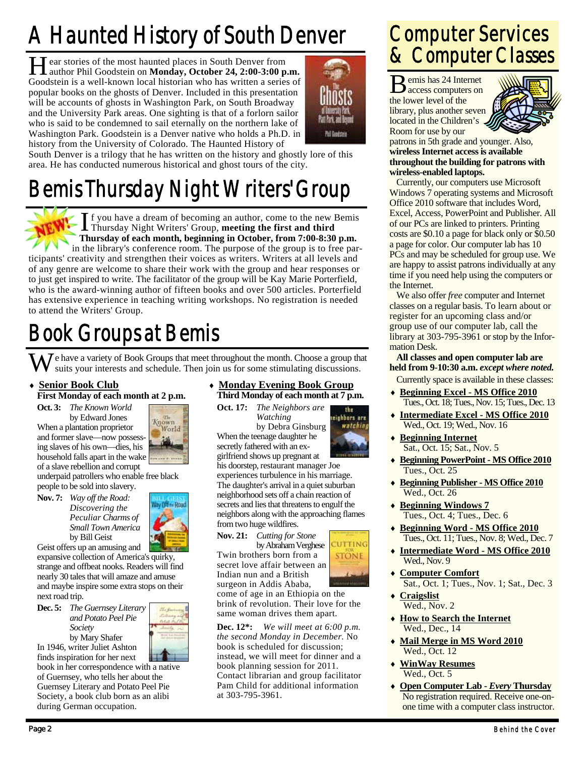# A Haunted History of South Denver

Hear stories of the most haunted places in South Denver from author Phil Goodstein on **Monday, October 24, 2:00-3:00 p.m.** Goodstein is a well-known local historian who has written a series of popular books on the ghosts of Denver. Included in this presentation will be accounts of ghosts in Washington Park, on South Broadway and the University Park areas. One sighting is that of a forlorn sailor who is said to be condemned to sail eternally on the northern lake of Washington Park. Goodstein is a Denver native who holds a Ph.D. in history from the University of Colorado. The Haunted History of South Denver is a trilogy that he has written on the history and ghostly lore of this area. He has conducted numerous historical and ghost tours of the city.

# Bemis Thursday Night Writers' Group

NEW!

If you have a dream of becoming an author, come to the new Bemis Thursday Night Writers' Group, **meeting the first and third Thursday of each month, beginning in October, from 7:00-8:30 p.m.** in the library's conference room. The purpose of the group is to free participants' creativity and strengthen their voices as writers. Writers at all levels and of any genre are welcome to share their work with the group and hear responses or to just get inspired to write. The facilitator of the group will be Kay Marie Porterfield, who is the award-winning author of fifteen books and over 500 articles. Porterfield has extensive experience in teaching writing workshops. No registration is needed to attend the Writers' Group.

# Book Groups at Bemis

We have a variety of Book Groups that meet throughout the month. Choose a group that suits your interests and schedule. Then join us for some stimulating discussions.

- **Senior Book Club**
  **First Monday of each month at 2 p.m.**

**Oct. 3:** *The Known World* by Edward Jones
When a plantation proprietor and former slave—now possessing slaves of his own—dies, his household falls apart in the wake of a slave rebellion and corrupt underpaid patrollers who enable free black people to be sold into slavery.

**Nov. 7:** *Way off the Road: Discovering the Peculiar Charms of Small Town America* by Bill Geist
Geist offers up an amusing and expansive collection of America's quirky, strange and offbeat nooks. Readers will find nearly 30 tales that will amaze and amuse and maybe inspire some extra stops on their next road trip.

**Dec. 5:** *The Guernsey Literary and Potato Peel Pie Society* by Mary Shafer
In 1946, writer Juliet Ashton finds inspiration for her next book in her correspondence with a native of Guernsey, who tells her about the Guernsey Literary and Potato Peel Pie Society, a book club born as an alibi during German occupation.

- **Monday Evening Book Group**
  **Third Monday of each month at 7 p.m.**

**Oct. 17:** *The Neighbors are Watching* by Debra Ginsburg
When the teenage daughter he secretly fathered with an ex-girlfriend shows up pregnant at his doorstep, restaurant manager Joe experiences turbulence in his marriage. The daughter's arrival in a quiet suburban neighborhood sets off a chain reaction of secrets and lies that threatens to engulf the neighbors along with the approaching flames from two huge wildfires.

**Nov. 21:** *Cutting for Stone* by Abraham Verghese
Twin brothers born from a secret love affair between an Indian nun and a British surgeon in Addis Ababa, come of age in an Ethiopia on the brink of revolution. Their love for the same woman drives them apart.

**Dec. 12*:** *We will meet at 6:00 p.m. the second Monday in December.* No book is scheduled for discussion; instead, we will meet for dinner and a book planning session for 2011. Contact librarian and group facilitator Pam Child for additional information at 303-795-3961.

# Computer Services & Computer Classes

Bemis has 24 Internet access computers on the lower level of the library, plus another seven located in the Children's Room for use by our patrons in 5th grade and younger. Also, **wireless Internet access is available throughout the building for patrons with wireless-enabled laptops.**

Currently, our computers use Microsoft Windows 7 operating systems and Microsoft Office 2010 software that includes Word, Excel, Access, PowerPoint and Publisher. All of our PCs are linked to printers. Printing costs are $0.10 a page for black only or $0.50 a page for color. Our computer lab has 10 PCs and may be scheduled for group use. We are happy to assist patrons individually at any time if you need help using the computers or the Internet.

We also offer *free* computer and Internet classes on a regular basis. To learn about or register for an upcoming class and/or group use of our computer lab, call the library at 303-795-3961 or stop by the Information Desk.

**All classes and open computer lab are held from 9-10:30 a.m.** ***except where noted.***

Currently space is available in these classes:

- **Beginning Excel - MS Office 2010**
  Tues., Oct. 18; Tues., Nov. 15; Tues., Dec. 13
- **Intermediate Excel - MS Office 2010**
  Wed., Oct. 19; Wed., Nov. 16
- **Beginning Internet**
  Sat., Oct. 15; Sat., Nov. 5
- **Beginning PowerPoint - MS Office 2010**
  Tues., Oct. 25
- **Beginning Publisher - MS Office 2010**
  Wed., Oct. 26
- **Beginning Windows 7**
  Tues., Oct. 4; Tues., Dec. 6
- **Beginning Word - MS Office 2010**
  Tues., Oct. 11; Tues., Nov. 8; Wed., Dec. 7
- **Intermediate Word - MS Office 2010**
  Wed., Nov. 9
- **Computer Comfort**
  Sat., Oct. 1; Tues., Nov. 1; Sat., Dec. 3
- **Craigslist**
  Wed., Nov. 2
- **How to Search the Internet**
  Wed., Dec., 14
- **Mail Merge in MS Word 2010**
  Wed., Oct. 12
- **WinWay Resumes**
  Wed., Oct. 5
- **Open Computer Lab -** ***Every*** **Thursday**
  No registration required. Receive one-on-one time with a computer class instructor.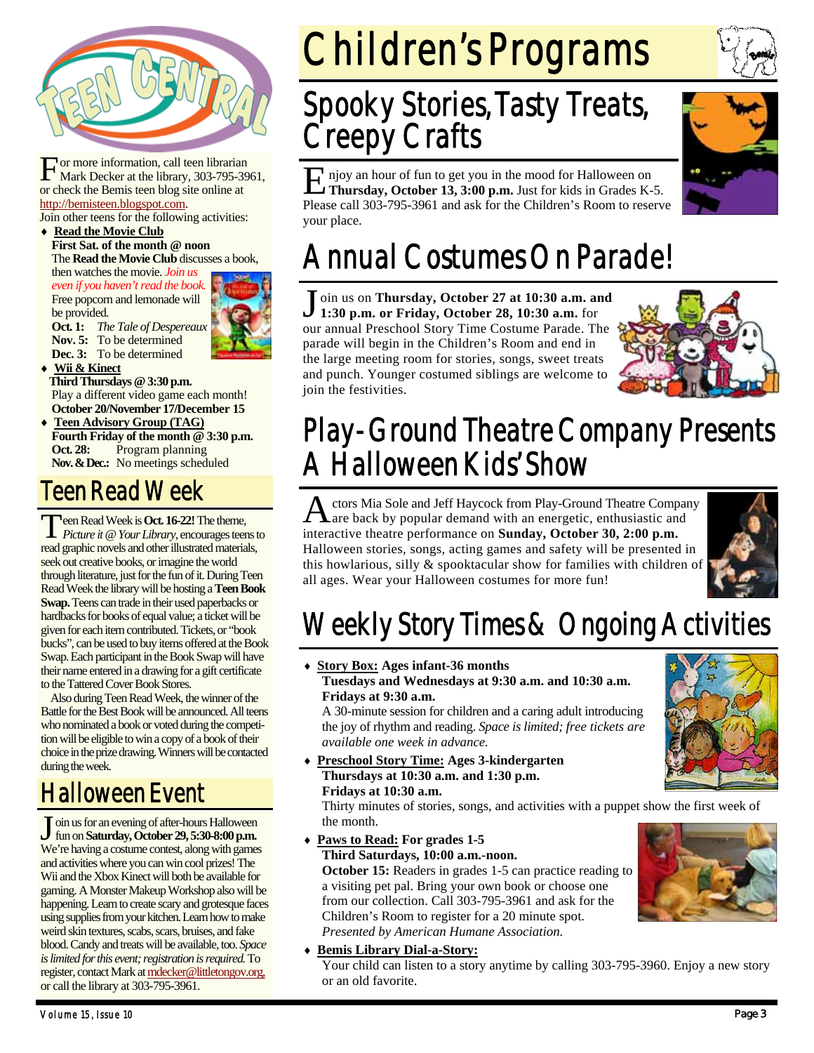For more information, call teen librarian Mark Decker at the library, 303-795-3961, or check the Bemis teen blog site online at http://bemisteen.blogspot.com.

Join other teens for the following activities:

- **Read the Movie Club**
  **First Sat. of the month @ noon**
  The **Read the Movie Club** discusses a book, then watches the movie. *Join us even if you haven't read the book.* Free popcorn and lemonade will be provided.
  **Oct. 1:** *The Tale of Despereaux*
  **Nov. 5:** To be determined
  **Dec. 3:** To be determined
- **Wii & Kinect**
  **Third Thursdays @ 3:30 p.m.**
  Play a different video game each month!
  **October 20/November 17/December 15**
- **Teen Advisory Group (TAG)**
  **Fourth Friday of the month @ 3:30 p.m.**
  **Oct. 28:** Program planning
  **Nov. & Dec.:** No meetings scheduled

## Teen Read Week

Teen Read Week is **Oct. 16-22!** The theme, *Picture it @ Your Library*, encourages teens to read graphic novels and other illustrated materials, seek out creative books, or imagine the world through literature, just for the fun of it. During Teen Read Week the library will be hosting a **Teen Book Swap.** Teens can trade in their used paperbacks or hardbacks for books of equal value; a ticket will be given for each item contributed. Tickets, or "book bucks", can be used to buy items offered at the Book Swap. Each participant in the Book Swap will have their name entered in a drawing for a gift certificate to the Tattered Cover Book Stores.

Also during Teen Read Week, the winner of the Battle for the Best Book will be announced. All teens who nominated a book or voted during the competition will be eligible to win a copy of a book of their choice in the prize drawing. Winners will be contacted during the week.

## Halloween Event

Join us for an evening of after-hours Halloween fun on **Saturday, October 29, 5:30-8:00 p.m.** We're having a costume contest, along with games and activities where you can win cool prizes! The Wii and the Xbox Kinect will both be available for gaming. A Monster Makeup Workshop also will be happening. Learn to create scary and grotesque faces using supplies from your kitchen. Learn how to make weird skin textures, scabs, scars, bruises, and fake blood. Candy and treats will be available, too. *Space is limited for this event; registration is required.* To register, contact Mark at mdecker@littletongov.org, or call the library at 303-795-3961.

# Children's Programs

## Spooky Stories, Tasty Treats, Creepy Crafts

Enjoy an hour of fun to get you in the mood for Halloween on **Thursday, October 13, 3:00 p.m.** Just for kids in Grades K-5. Please call 303-795-3961 and ask for the Children's Room to reserve your place.

## Annual Costumes On Parade!

Join us on **Thursday, October 27 at 10:30 a.m. and 1:30 p.m. or Friday, October 28, 10:30 a.m.** for our annual Preschool Story Time Costume Parade. The parade will begin in the Children's Room and end in the large meeting room for stories, songs, sweet treats and punch. Younger costumed siblings are welcome to join the festivities.

## Play-Ground Theatre Company Presents A Halloween Kids' Show

Actors Mia Sole and Jeff Haycock from Play-Ground Theatre Company are back by popular demand with an energetic, enthusiastic and interactive theatre performance on **Sunday, October 30, 2:00 p.m.** Halloween stories, songs, acting games and safety will be presented in this howlarious, silly & spooktacular show for families with children of all ages. Wear your Halloween costumes for more fun!

## Weekly Story Times & Ongoing Activities

- **Story Box: Ages infant-36 months**
  **Tuesdays and Wednesdays at 9:30 a.m. and 10:30 a.m.**
  **Fridays at 9:30 a.m.**
  A 30-minute session for children and a caring adult introducing the joy of rhythm and reading. *Space is limited; free tickets are available one week in advance.*
- **Preschool Story Time: Ages 3-kindergarten**
  **Thursdays at 10:30 a.m. and 1:30 p.m.**
  **Fridays at 10:30 a.m.**
  Thirty minutes of stories, songs, and activities with a puppet show the first week of the month.
- **Paws to Read: For grades 1-5**
  **Third Saturdays, 10:00 a.m.-noon.**
  **October 15:** Readers in grades 1-5 can practice reading to a visiting pet pal. Bring your own book or choose one from our collection. Call 303-795-3961 and ask for the Children's Room to register for a 20 minute spot. *Presented by American Humane Association.*
- **Bemis Library Dial-a-Story:**
  Your child can listen to a story anytime by calling 303-795-3960. Enjoy a new story or an old favorite.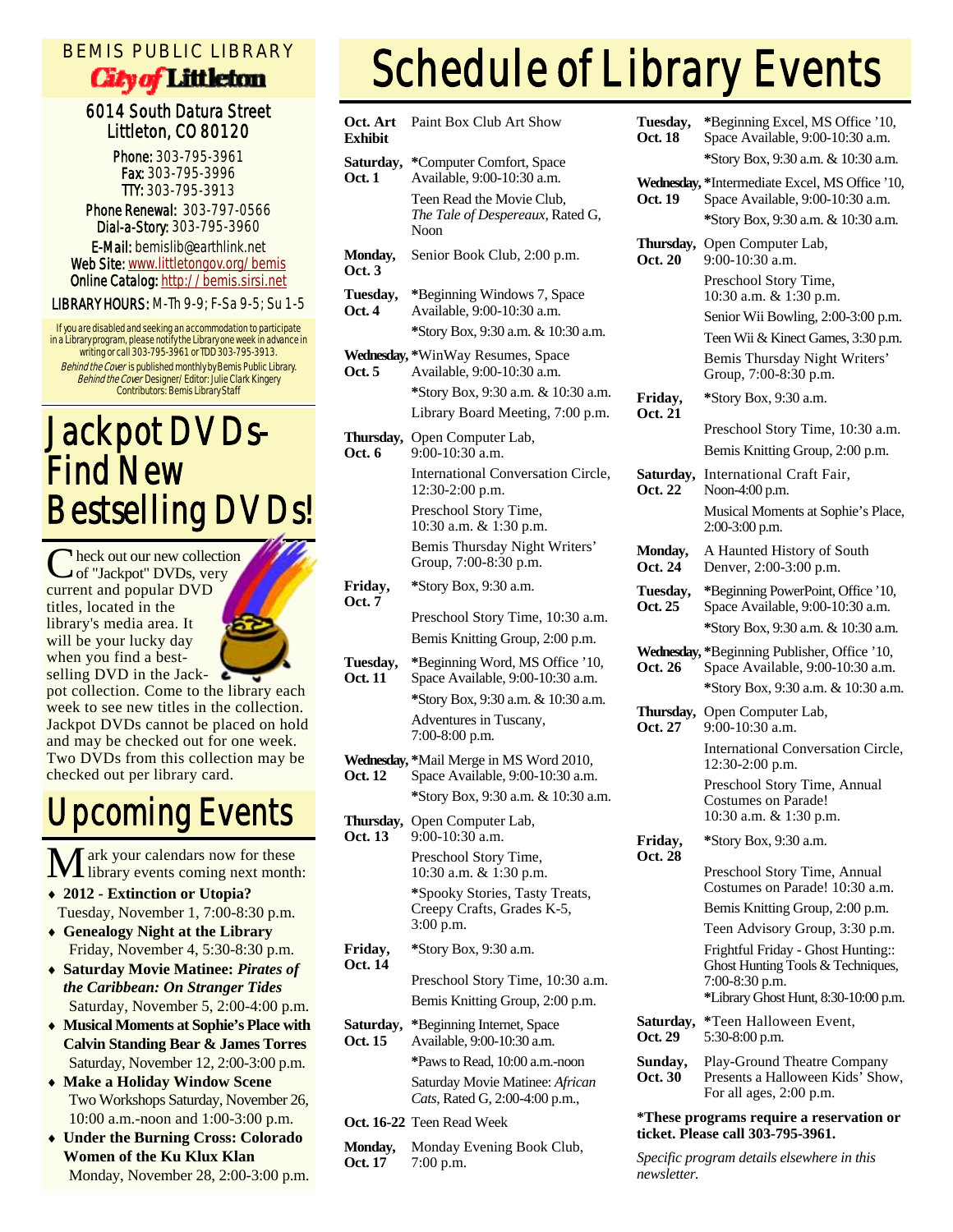BEMIS PUBLIC LIBRARY

**City of Littleton**

6014 South Datura Street
Littleton, CO 80120

Phone: 303-795-3961
Fax: 303-795-3996
TTY: 303-795-3913
Phone Renewal: 303-797-0566
Dial-a-Story: 303-795-3960
E-Mail: bemislib@earthlink.net
Web Site: www.littletongov.org/bemis
Online Catalog: http://bemis.sirsi.net

LIBRARY HOURS: M-Th 9-9; F-Sa 9-5; Su 1-5

If you are disabled and seeking an accommodation to participate in a Library program, please notify the Library one week in advance in writing or call 303-795-3961 or TDD 303-795-3913.
*Behind the Cover* is published monthly by Bemis Public Library.
*Behind the Cover* Designer/Editor: Julie Clark Kingery
Contributors: Bemis Library Staff

# Jackpot DVDs- Find New Bestselling DVDs!

Check out our new collection of "Jackpot" DVDs, very current and popular DVD titles, located in the library's media area. It will be your lucky day when you find a best-selling DVD in the Jack-pot collection. Come to the library each week to see new titles in the collection. Jackpot DVDs cannot be placed on hold and may be checked out for one week. Two DVDs from this collection may be checked out per library card.

# Upcoming Events

Mark your calendars now for these library events coming next month:

- **2012 - Extinction or Utopia?**
  Tuesday, November 1, 7:00-8:30 p.m.
- **Genealogy Night at the Library**
  Friday, November 4, 5:30-8:30 p.m.
- **Saturday Movie Matinee: *Pirates of the Caribbean: On Stranger Tides***
  Saturday, November 5, 2:00-4:00 p.m.
- **Musical Moments at Sophie's Place with Calvin Standing Bear & James Torres**
  Saturday, November 12, 2:00-3:00 p.m.
- **Make a Holiday Window Scene**
  Two Workshops Saturday, November 26, 10:00 a.m.-noon and 1:00-3:00 p.m.
- **Under the Burning Cross: Colorado Women of the Ku Klux Klan**
  Monday, November 28, 2:00-3:00 p.m.

# Schedule of Library Events

| | |
|---|---|
| **Oct. Art Exhibit** | Paint Box Club Art Show |
| **Saturday, Oct. 1** | *Computer Comfort, Space Available, 9:00-10:30 a.m. |
| | Teen Read the Movie Club, *The Tale of Despereaux*, Rated G, Noon |
| **Monday, Oct. 3** | Senior Book Club, 2:00 p.m. |
| **Tuesday, Oct. 4** | *Beginning Windows 7, Space Available, 9:00-10:30 a.m. |
| | *Story Box, 9:30 a.m. & 10:30 a.m. |
| **Wednesday, Oct. 5** | *WinWay Resumes, Space Available, 9:00-10:30 a.m. |
| | *Story Box, 9:30 a.m. & 10:30 a.m. |
| | Library Board Meeting, 7:00 p.m. |
| **Thursday, Oct. 6** | Open Computer Lab, 9:00-10:30 a.m. |
| | International Conversation Circle, 12:30-2:00 p.m. |
| | Preschool Story Time, 10:30 a.m. & 1:30 p.m. |
| | Bemis Thursday Night Writers' Group, 7:00-8:30 p.m. |
| **Friday, Oct. 7** | *Story Box, 9:30 a.m. |
| | Preschool Story Time, 10:30 a.m. |
| | Bemis Knitting Group, 2:00 p.m. |
| **Tuesday, Oct. 11** | *Beginning Word, MS Office '10, Space Available, 9:00-10:30 a.m. |
| | *Story Box, 9:30 a.m. & 10:30 a.m. |
| | Adventures in Tuscany, 7:00-8:00 p.m. |
| **Wednesday, Oct. 12** | *Mail Merge in MS Word 2010, Space Available, 9:00-10:30 a.m. |
| | *Story Box, 9:30 a.m. & 10:30 a.m. |
| **Thursday, Oct. 13** | Open Computer Lab, 9:00-10:30 a.m. |
| | Preschool Story Time, 10:30 a.m. & 1:30 p.m. |
| | *Spooky Stories, Tasty Treats, Creepy Crafts, Grades K-5, 3:00 p.m. |
| **Friday, Oct. 14** | *Story Box, 9:30 a.m. |
| | Preschool Story Time, 10:30 a.m. |
| | Bemis Knitting Group, 2:00 p.m. |
| **Saturday, Oct. 15** | *Beginning Internet, Space Available, 9:00-10:30 a.m. |
| | *Paws to Read, 10:00 a.m.-noon |
| | Saturday Movie Matinee: *African Cats*, Rated G, 2:00-4:00 p.m., |
| **Oct. 16-22** | Teen Read Week |
| **Monday, Oct. 17** | Monday Evening Book Club, 7:00 p.m. |
| **Tuesday, Oct. 18** | *Beginning Excel, MS Office '10, Space Available, 9:00-10:30 a.m. |
| | *Story Box, 9:30 a.m. & 10:30 a.m. |
| **Wednesday, Oct. 19** | *Intermediate Excel, MS Office '10, Space Available, 9:00-10:30 a.m. |
| | *Story Box, 9:30 a.m. & 10:30 a.m. |
| **Thursday, Oct. 20** | Open Computer Lab, 9:00-10:30 a.m. |
| | Preschool Story Time, 10:30 a.m. & 1:30 p.m. |
| | Senior Wii Bowling, 2:00-3:00 p.m. |
| | Teen Wii & Kinect Games, 3:30 p.m. |
| | Bemis Thursday Night Writers' Group, 7:00-8:30 p.m. |
| **Friday, Oct. 21** | *Story Box, 9:30 a.m. |
| | Preschool Story Time, 10:30 a.m. |
| | Bemis Knitting Group, 2:00 p.m. |
| **Saturday, Oct. 22** | International Craft Fair, Noon-4:00 p.m. |
| | Musical Moments at Sophie's Place, 2:00-3:00 p.m. |
| **Monday, Oct. 24** | A Haunted History of South Denver, 2:00-3:00 p.m. |
| **Tuesday, Oct. 25** | *Beginning PowerPoint, Office '10, Space Available, 9:00-10:30 a.m. |
| | *Story Box, 9:30 a.m. & 10:30 a.m. |
| **Wednesday, Oct. 26** | *Beginning Publisher, Office '10, Space Available, 9:00-10:30 a.m. |
| | *Story Box, 9:30 a.m. & 10:30 a.m. |
| **Thursday, Oct. 27** | Open Computer Lab, 9:00-10:30 a.m. |
| | International Conversation Circle, 12:30-2:00 p.m. |
| | Preschool Story Time, Annual Costumes on Parade! 10:30 a.m. & 1:30 p.m. |
| **Friday, Oct. 28** | *Story Box, 9:30 a.m. |
| | Preschool Story Time, Annual Costumes on Parade! 10:30 a.m. |
| | Bemis Knitting Group, 2:00 p.m. |
| | Teen Advisory Group, 3:30 p.m. |
| | Frightful Friday - Ghost Hunting:: Ghost Hunting Tools & Techniques, 7:00-8:30 p.m. |
| | *Library Ghost Hunt, 8:30-10:00 p.m. |
| **Saturday, Oct. 29** | *Teen Halloween Event, 5:30-8:00 p.m. |
| **Sunday, Oct. 30** | Play-Ground Theatre Company Presents a Halloween Kids' Show, For all ages, 2:00 p.m. |

**\*These programs require a reservation or ticket. Please call 303-795-3961.**

*Specific program details elsewhere in this newsletter.*